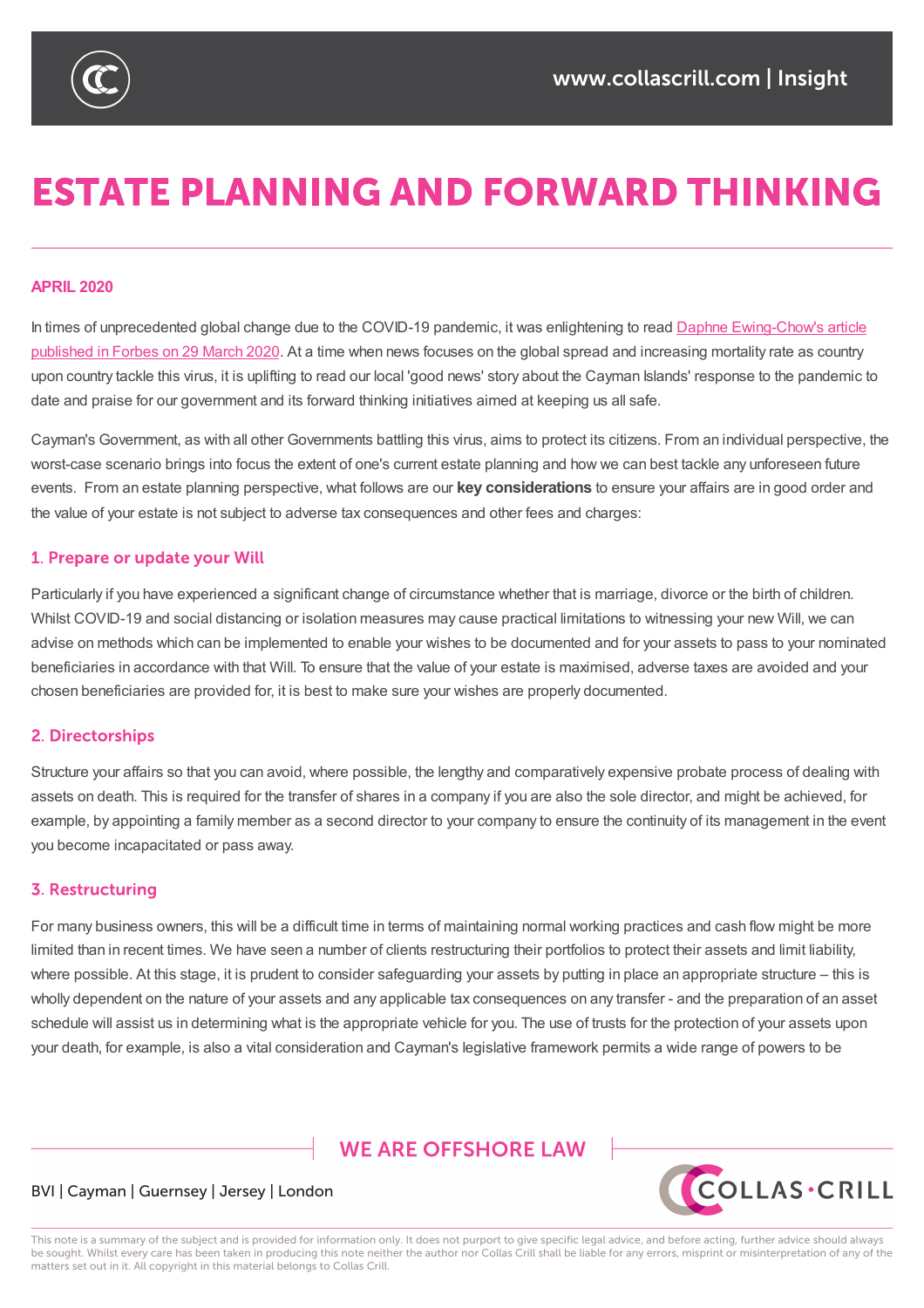# ESTATE PLANNING AND FORWARD THINKING

**APRIL 2020**

In times of unprecedented global change due to the COVID-19 pandemic, it was enlightening to read Daphne Ewing-Chow's article published in Forbes on 29 March 2020. At a time when news focuses on the global spread and increasing mortality rate as country upon country tackle this virus, it is uplifting to read our local 'good news' story about the Cayman Islands' response to the pandemic to date and praise for our government and its forward thinking initiatives aimed at keeping us all safe.

Cayman's Government, as with all other Governments battling this virus, aims to protect its citizens. From an individual perspective, the worst-case scenario brings into focus the extent of one's current estate planning and how we can best tackle any unforeseen future events. From an estate planning perspective, what follows are our **key considerations** to ensure your affairs are in good order and the value of your estate is not subject to adverse tax consequences and other fees and charges:

## 1. Prepare or update your Will

Particularly if you have experienced a significant change of circumstance whether that is marriage, divorce or the birth of children. Whilst COVID-19 and social distancing or isolation measures may cause practical limitations to witnessing your new Will, we can advise on methods which can be implemented to enable your wishes to be documented and for your assets to pass to your nominated beneficiaries in accordance with that Will. To ensure that the value of your estate is maximised, adverse taxes are avoided and your chosen beneficiaries are provided for, it is best to make sure your wishes are properly documented.

## 2. Directorships

Structure your affairs so that you can avoid, where possible, the lengthy and comparatively expensive probate process of dealing with assets on death. This is required for the transfer of shares in a company if you are also the sole director, and might be achieved, for example, by appointing a family member as a second director to your company to ensure the continuity of its management in the event you become incapacitated or pass away.

## 3. Restructuring

For many business owners, this will be a difficult time in terms of maintaining normal working practices and cash flow might be more limited than in recent times. We have seen a number of clients restructuring their portfolios to protect their assets and limit liability, where possible. At this stage, it is prudent to consider safeguarding your assets by putting in place an appropriate structure – this is wholly dependent on the nature of your assets and any applicable tax consequences on any transfer - and the preparation of an asset schedule will assist us in determining what is the appropriate vehicle for you. The use of trusts for the protection of your assets upon your death, for example, is also a vital consideration and Cayman's legislative framework permits a wide range of powers to be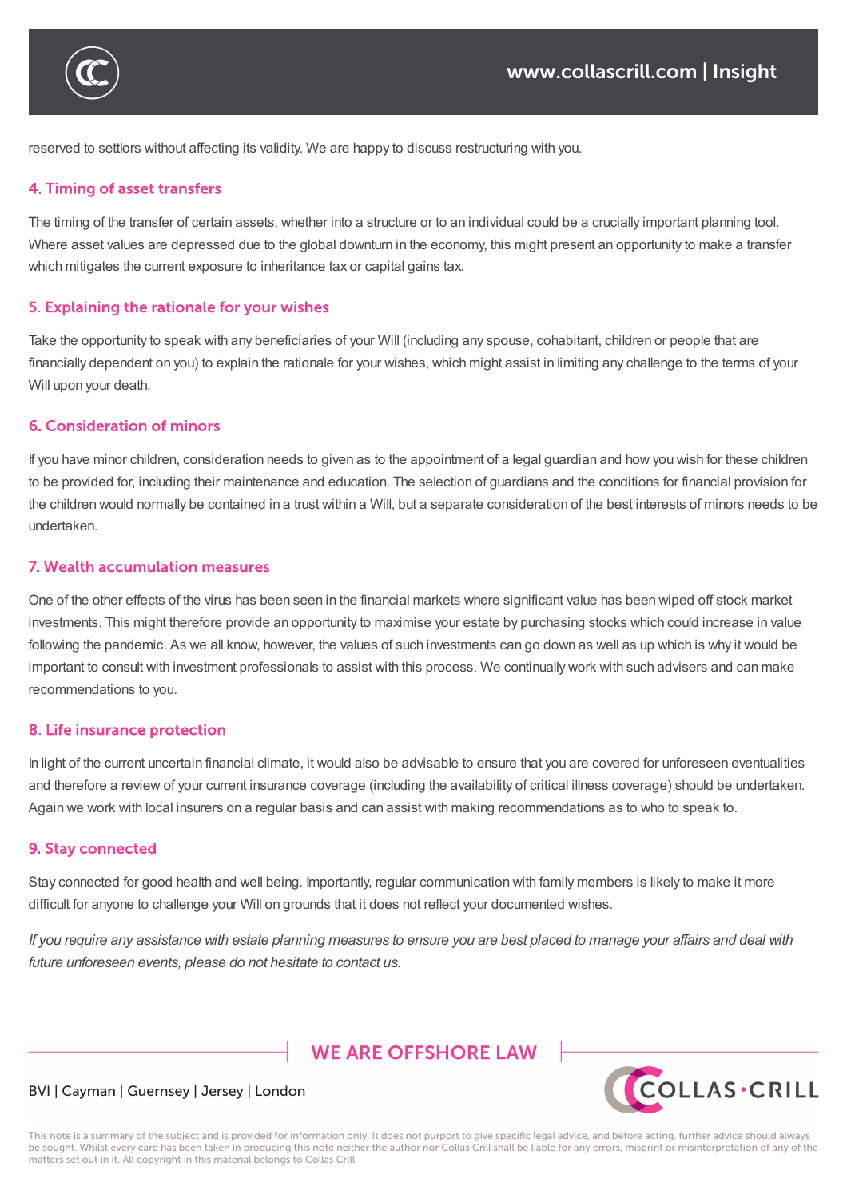reserved to settlors without affecting its validity. We are happy to discuss restructuring with you.

## 4. Timing of asset transfers

The timing of the transfer of certain assets, whether into a structure or to an individual could be a crucially important planning tool. Where asset values are depressed due to the global downturn in the economy, this might present an opportunity to make a transfer which mitigates the current exposure to inheritance tax or capital gains tax.

## 5. Explaining the rationale for your wishes

Take the opportunity to speak with any beneficiaries of your Will (including any spouse, cohabitant, children or people that are financially dependent on you) to explain the rationale for your wishes, which might assist in limiting any challenge to the terms of your Will upon your death.

## 6. Consideration of minors

If you have minor children, consideration needs to given as to the appointment of a legal guardian and how you wish for these children to be provided for, including their maintenance and education. The selection of guardians and the conditions for financial provision for the children would normally be contained in a trust within a Will, but a separate consideration of the best interests of minors needs to be undertaken.

## 7. Wealth accumulation measures

One of the other effects of the virus has been seen in the financial markets where significant value has been wiped off stock market investments. This might therefore provide an opportunity to maximise your estate by purchasing stocks which could increase in value following the pandemic. As we all know, however, the values of such investments can go down as well as up which is why it would be important to consult with investment professionals to assist with this process. We continually work with such advisers and can make recommendations to you.

## 8. Life insurance protection

In light of the current uncertain financial climate, it would also be advisable to ensure that you are covered for unforeseen eventualities and therefore a review of your current insurance coverage (including the availability of critical illness coverage) should be undertaken. Again we work with local insurers on a regular basis and can assist with making recommendations as to who to speak to.

## 9. Stay connected

Stay connected for good health and well being. Importantly, regular communication with family members is likely to make it more difficult for anyone to challenge your Will on grounds that it does not reflect your documented wishes.

*If you require any assistance with estate planning measures to ensure you are best placed to manage your affairs and deal with future unforeseen events, please do not hesitate to contact us.*

WE ARE OFFSHORE LAW

BVI | Cayman | Guernsey | Jersey | London

This note is a summary of the subject and is provided for information only. It does not purport to give specific legal advice, and before acting, further advice should always be sought. Whilst every care has been taken in producing this note neither the author nor Collas Crill shall be liable for any errors, misprint or misinterpretation of any of the matters set out in it. All copyright in this material belongs to Collas Crill.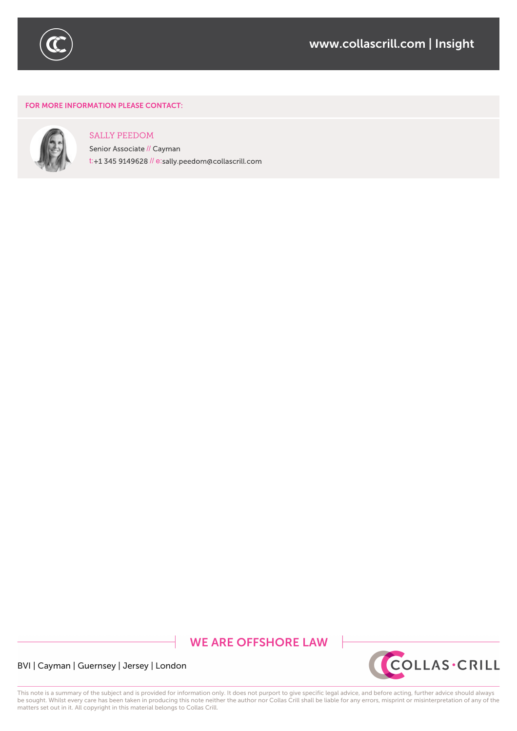FOR MORE INFORMATION PLEASE CONTACT:

SALLY PEEDOM

Senior Associate // Cayman

t:+1 345 9149628 // e:sally.peedom@collascrill.com

WE ARE OFFSHORE LAW

BVI | Cayman | Guernsey | Jersey | London

This note is a summary of the subject and is provided for information only. It does not purport to give specific legal advice, and before acting, further advice should always be sought. Whilst every care has been taken in producing this note neither the author nor Collas Crill shall be liable for any errors, misprint or misinterpretation of any of the matters set out in it. All copyright in this material belongs to Collas Crill.